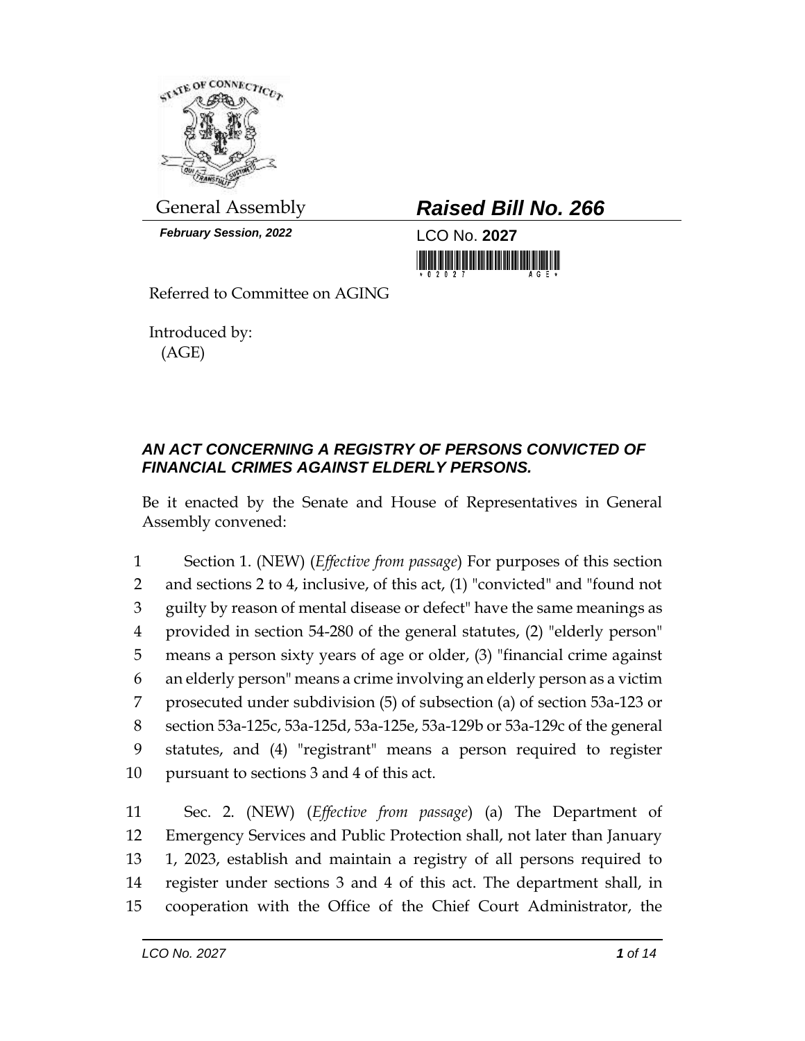General Assembly

***February Session, 2022***

# ***Raised Bill No. 266***

LCO No. **2027**

Referred to Committee on AGING

Introduced by:
(AGE)

## ***AN ACT CONCERNING A REGISTRY OF PERSONS CONVICTED OF FINANCIAL CRIMES AGAINST ELDERLY PERSONS.***

Be it enacted by the Senate and House of Representatives in General Assembly convened:

1 Section 1. (NEW) (*Effective from passage*) For purposes of this section
2 and sections 2 to 4, inclusive, of this act, (1) "convicted" and "found not
3 guilty by reason of mental disease or defect" have the same meanings as
4 provided in section 54-280 of the general statutes, (2) "elderly person"
5 means a person sixty years of age or older, (3) "financial crime against
6 an elderly person" means a crime involving an elderly person as a victim
7 prosecuted under subdivision (5) of subsection (a) of section 53a-123 or
8 section 53a-125c, 53a-125d, 53a-125e, 53a-129b or 53a-129c of the general
9 statutes, and (4) "registrant" means a person required to register
10 pursuant to sections 3 and 4 of this act.

11 Sec. 2. (NEW) (*Effective from passage*) (a) The Department of
12 Emergency Services and Public Protection shall, not later than January
13 1, 2023, establish and maintain a registry of all persons required to
14 register under sections 3 and 4 of this act. The department shall, in
15 cooperation with the Office of the Chief Court Administrator, the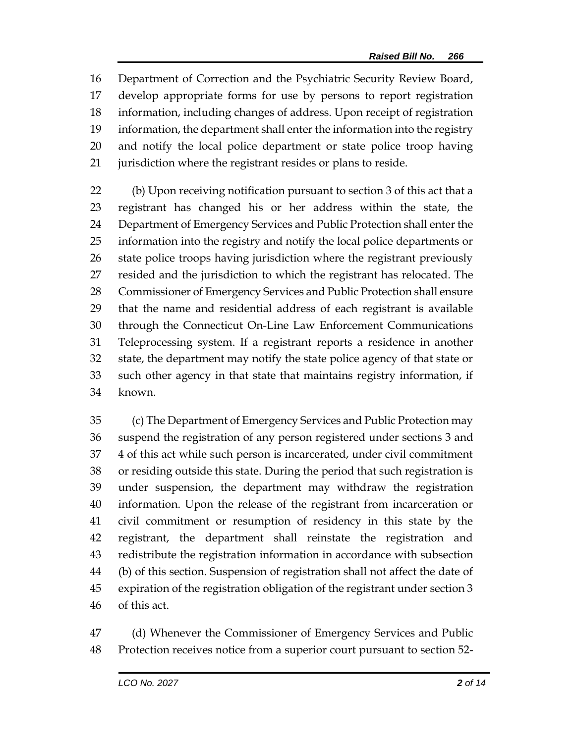Department of Correction and the Psychiatric Security Review Board, develop appropriate forms for use by persons to report registration information, including changes of address. Upon receipt of registration information, the department shall enter the information into the registry and notify the local police department or state police troop having jurisdiction where the registrant resides or plans to reside.

(b) Upon receiving notification pursuant to section 3 of this act that a registrant has changed his or her address within the state, the Department of Emergency Services and Public Protection shall enter the information into the registry and notify the local police departments or state police troops having jurisdiction where the registrant previously resided and the jurisdiction to which the registrant has relocated. The Commissioner of Emergency Services and Public Protection shall ensure that the name and residential address of each registrant is available through the Connecticut On-Line Law Enforcement Communications Teleprocessing system. If a registrant reports a residence in another state, the department may notify the state police agency of that state or such other agency in that state that maintains registry information, if known.

(c) The Department of Emergency Services and Public Protection may suspend the registration of any person registered under sections 3 and 4 of this act while such person is incarcerated, under civil commitment or residing outside this state. During the period that such registration is under suspension, the department may withdraw the registration information. Upon the release of the registrant from incarceration or civil commitment or resumption of residency in this state by the registrant, the department shall reinstate the registration and redistribute the registration information in accordance with subsection (b) of this section. Suspension of registration shall not affect the date of expiration of the registration obligation of the registrant under section 3 of this act.

(d) Whenever the Commissioner of Emergency Services and Public Protection receives notice from a superior court pursuant to section 52-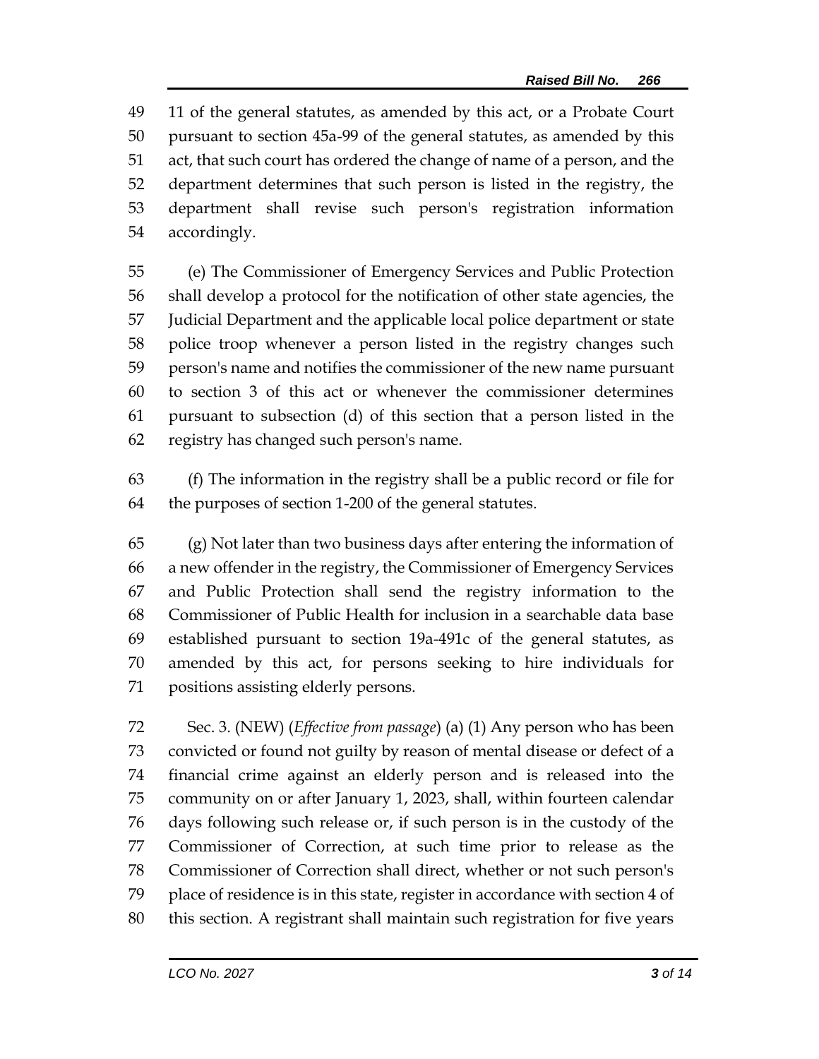11 of the general statutes, as amended by this act, or a Probate Court pursuant to section 45a-99 of the general statutes, as amended by this act, that such court has ordered the change of name of a person, and the department determines that such person is listed in the registry, the department shall revise such person's registration information accordingly.

(e) The Commissioner of Emergency Services and Public Protection shall develop a protocol for the notification of other state agencies, the Judicial Department and the applicable local police department or state police troop whenever a person listed in the registry changes such person's name and notifies the commissioner of the new name pursuant to section 3 of this act or whenever the commissioner determines pursuant to subsection (d) of this section that a person listed in the registry has changed such person's name.

(f) The information in the registry shall be a public record or file for the purposes of section 1-200 of the general statutes.

(g) Not later than two business days after entering the information of a new offender in the registry, the Commissioner of Emergency Services and Public Protection shall send the registry information to the Commissioner of Public Health for inclusion in a searchable data base established pursuant to section 19a-491c of the general statutes, as amended by this act, for persons seeking to hire individuals for positions assisting elderly persons.

Sec. 3. (NEW) (*Effective from passage*) (a) (1) Any person who has been convicted or found not guilty by reason of mental disease or defect of a financial crime against an elderly person and is released into the community on or after January 1, 2023, shall, within fourteen calendar days following such release or, if such person is in the custody of the Commissioner of Correction, at such time prior to release as the Commissioner of Correction shall direct, whether or not such person's place of residence is in this state, register in accordance with section 4 of this section. A registrant shall maintain such registration for five years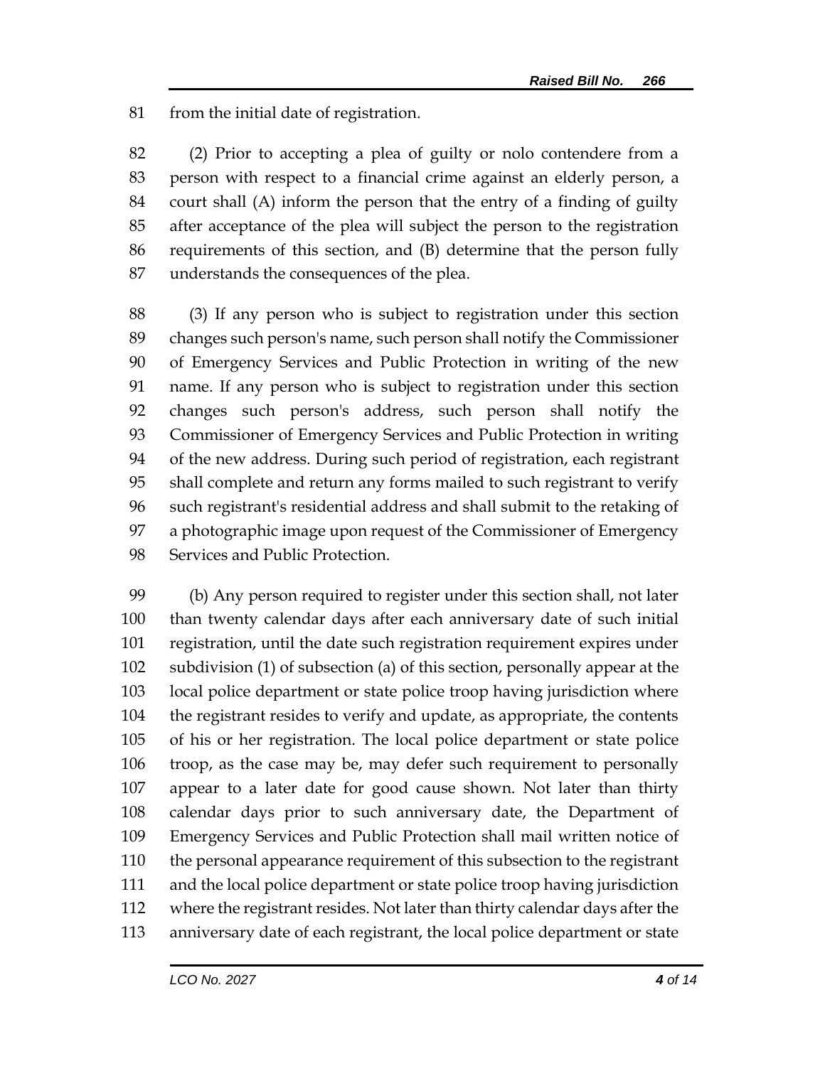from the initial date of registration.

(2) Prior to accepting a plea of guilty or nolo contendere from a person with respect to a financial crime against an elderly person, a court shall (A) inform the person that the entry of a finding of guilty after acceptance of the plea will subject the person to the registration requirements of this section, and (B) determine that the person fully understands the consequences of the plea.

(3) If any person who is subject to registration under this section changes such person's name, such person shall notify the Commissioner of Emergency Services and Public Protection in writing of the new name. If any person who is subject to registration under this section changes such person's address, such person shall notify the Commissioner of Emergency Services and Public Protection in writing of the new address. During such period of registration, each registrant shall complete and return any forms mailed to such registrant to verify such registrant's residential address and shall submit to the retaking of a photographic image upon request of the Commissioner of Emergency Services and Public Protection.

(b) Any person required to register under this section shall, not later than twenty calendar days after each anniversary date of such initial registration, until the date such registration requirement expires under subdivision (1) of subsection (a) of this section, personally appear at the local police department or state police troop having jurisdiction where the registrant resides to verify and update, as appropriate, the contents of his or her registration. The local police department or state police troop, as the case may be, may defer such requirement to personally appear to a later date for good cause shown. Not later than thirty calendar days prior to such anniversary date, the Department of Emergency Services and Public Protection shall mail written notice of the personal appearance requirement of this subsection to the registrant and the local police department or state police troop having jurisdiction where the registrant resides. Not later than thirty calendar days after the anniversary date of each registrant, the local police department or state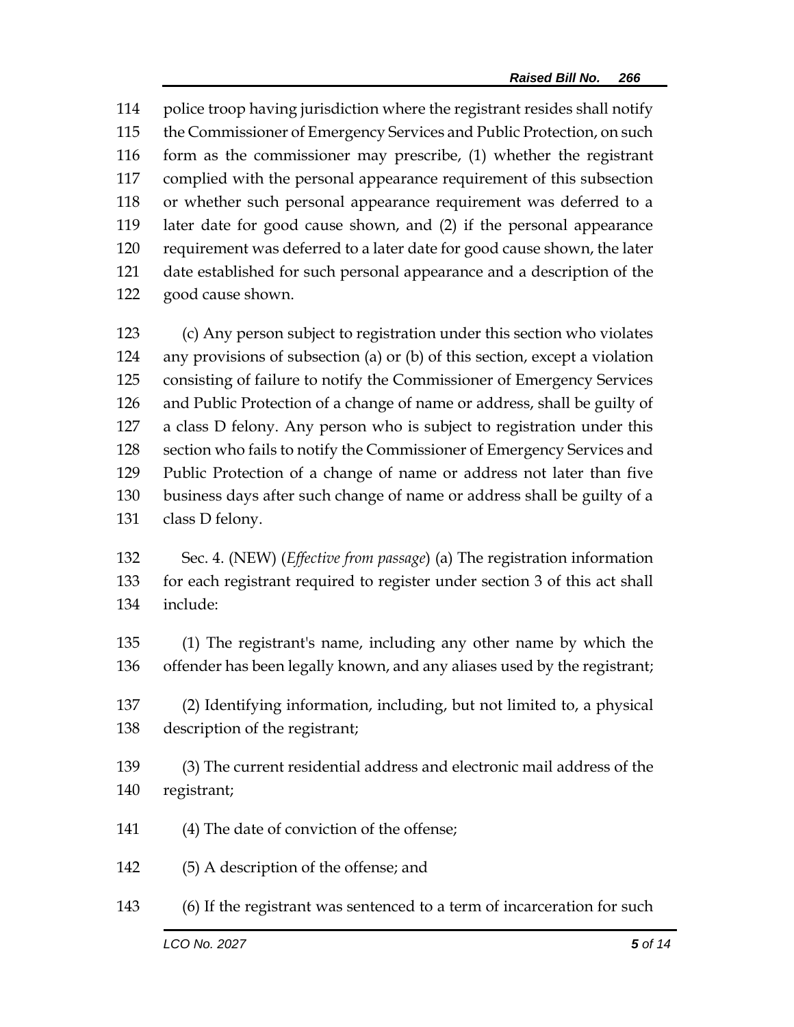police troop having jurisdiction where the registrant resides shall notify the Commissioner of Emergency Services and Public Protection, on such form as the commissioner may prescribe, (1) whether the registrant complied with the personal appearance requirement of this subsection or whether such personal appearance requirement was deferred to a later date for good cause shown, and (2) if the personal appearance requirement was deferred to a later date for good cause shown, the later date established for such personal appearance and a description of the good cause shown.

(c) Any person subject to registration under this section who violates any provisions of subsection (a) or (b) of this section, except a violation consisting of failure to notify the Commissioner of Emergency Services and Public Protection of a change of name or address, shall be guilty of a class D felony. Any person who is subject to registration under this section who fails to notify the Commissioner of Emergency Services and Public Protection of a change of name or address not later than five business days after such change of name or address shall be guilty of a class D felony.

Sec. 4. (NEW) (*Effective from passage*) (a) The registration information for each registrant required to register under section 3 of this act shall include:

(1) The registrant's name, including any other name by which the offender has been legally known, and any aliases used by the registrant;

(2) Identifying information, including, but not limited to, a physical description of the registrant;

(3) The current residential address and electronic mail address of the registrant;

(4) The date of conviction of the offense;

(5) A description of the offense; and

(6) If the registrant was sentenced to a term of incarceration for such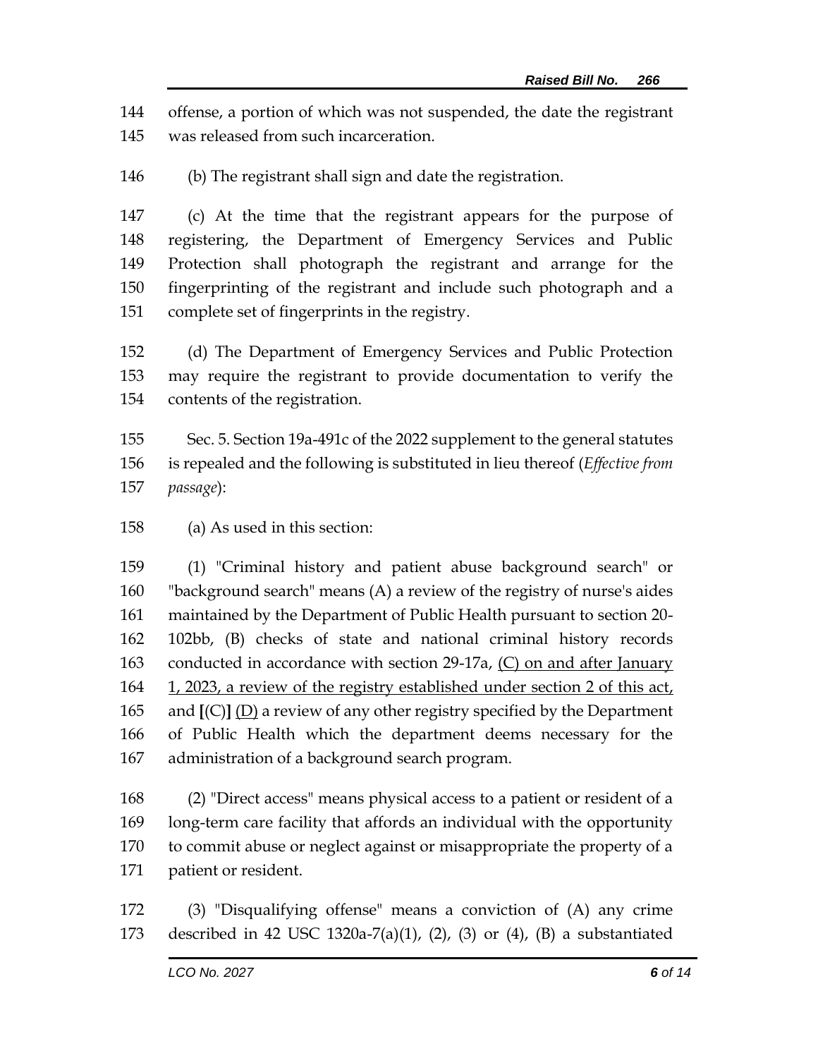offense, a portion of which was not suspended, the date the registrant was released from such incarceration.

(b) The registrant shall sign and date the registration.

(c) At the time that the registrant appears for the purpose of registering, the Department of Emergency Services and Public Protection shall photograph the registrant and arrange for the fingerprinting of the registrant and include such photograph and a complete set of fingerprints in the registry.

(d) The Department of Emergency Services and Public Protection may require the registrant to provide documentation to verify the contents of the registration.

Sec. 5. Section 19a-491c of the 2022 supplement to the general statutes is repealed and the following is substituted in lieu thereof (*Effective from passage*):

(a) As used in this section:

(1) "Criminal history and patient abuse background search" or "background search" means (A) a review of the registry of nurse's aides maintained by the Department of Public Health pursuant to section 20-102bb, (B) checks of state and national criminal history records conducted in accordance with section 29-17a, <u>(C) on and after January 1, 2023, a review of the registry established under section 2 of this act,</u> and **[**(C)**]** <u>(D)</u> a review of any other registry specified by the Department of Public Health which the department deems necessary for the administration of a background search program.

(2) "Direct access" means physical access to a patient or resident of a long-term care facility that affords an individual with the opportunity to commit abuse or neglect against or misappropriate the property of a patient or resident.

(3) "Disqualifying offense" means a conviction of (A) any crime described in 42 USC 1320a-7(a)(1), (2), (3) or (4), (B) a substantiated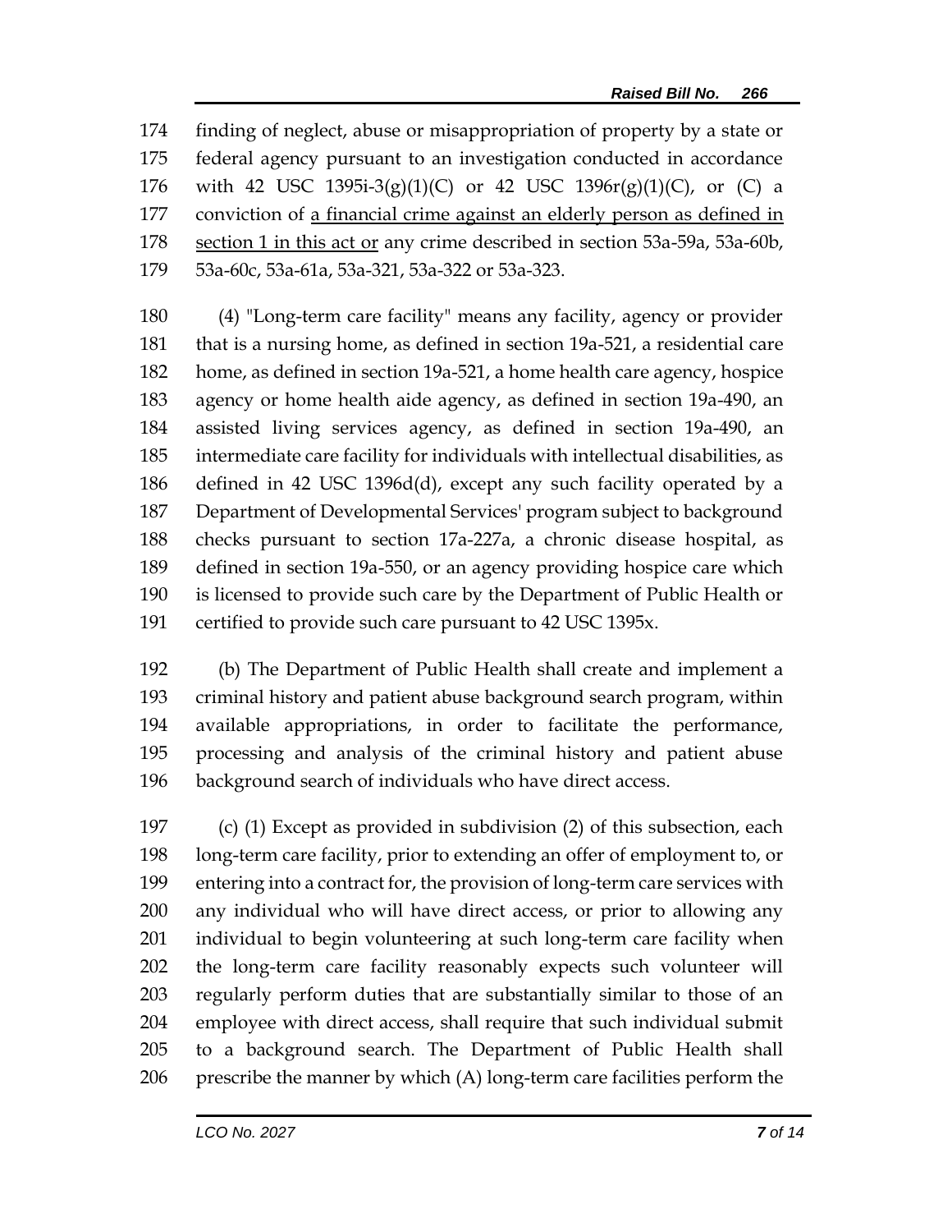174 finding of neglect, abuse or misappropriation of property by a state or
175 federal agency pursuant to an investigation conducted in accordance
176 with 42 USC 1395i-3(g)(1)(C) or 42 USC 1396r(g)(1)(C), or (C) a
177 conviction of <u>a financial crime against an elderly person as defined in</u>
178 <u>section 1 in this act or</u> any crime described in section 53a-59a, 53a-60b,
179 53a-60c, 53a-61a, 53a-321, 53a-322 or 53a-323.

180 (4) "Long-term care facility" means any facility, agency or provider
181 that is a nursing home, as defined in section 19a-521, a residential care
182 home, as defined in section 19a-521, a home health care agency, hospice
183 agency or home health aide agency, as defined in section 19a-490, an
184 assisted living services agency, as defined in section 19a-490, an
185 intermediate care facility for individuals with intellectual disabilities, as
186 defined in 42 USC 1396d(d), except any such facility operated by a
187 Department of Developmental Services' program subject to background
188 checks pursuant to section 17a-227a, a chronic disease hospital, as
189 defined in section 19a-550, or an agency providing hospice care which
190 is licensed to provide such care by the Department of Public Health or
191 certified to provide such care pursuant to 42 USC 1395x.

192 (b) The Department of Public Health shall create and implement a
193 criminal history and patient abuse background search program, within
194 available appropriations, in order to facilitate the performance,
195 processing and analysis of the criminal history and patient abuse
196 background search of individuals who have direct access.

197 (c) (1) Except as provided in subdivision (2) of this subsection, each
198 long-term care facility, prior to extending an offer of employment to, or
199 entering into a contract for, the provision of long-term care services with
200 any individual who will have direct access, or prior to allowing any
201 individual to begin volunteering at such long-term care facility when
202 the long-term care facility reasonably expects such volunteer will
203 regularly perform duties that are substantially similar to those of an
204 employee with direct access, shall require that such individual submit
205 to a background search. The Department of Public Health shall
206 prescribe the manner by which (A) long-term care facilities perform the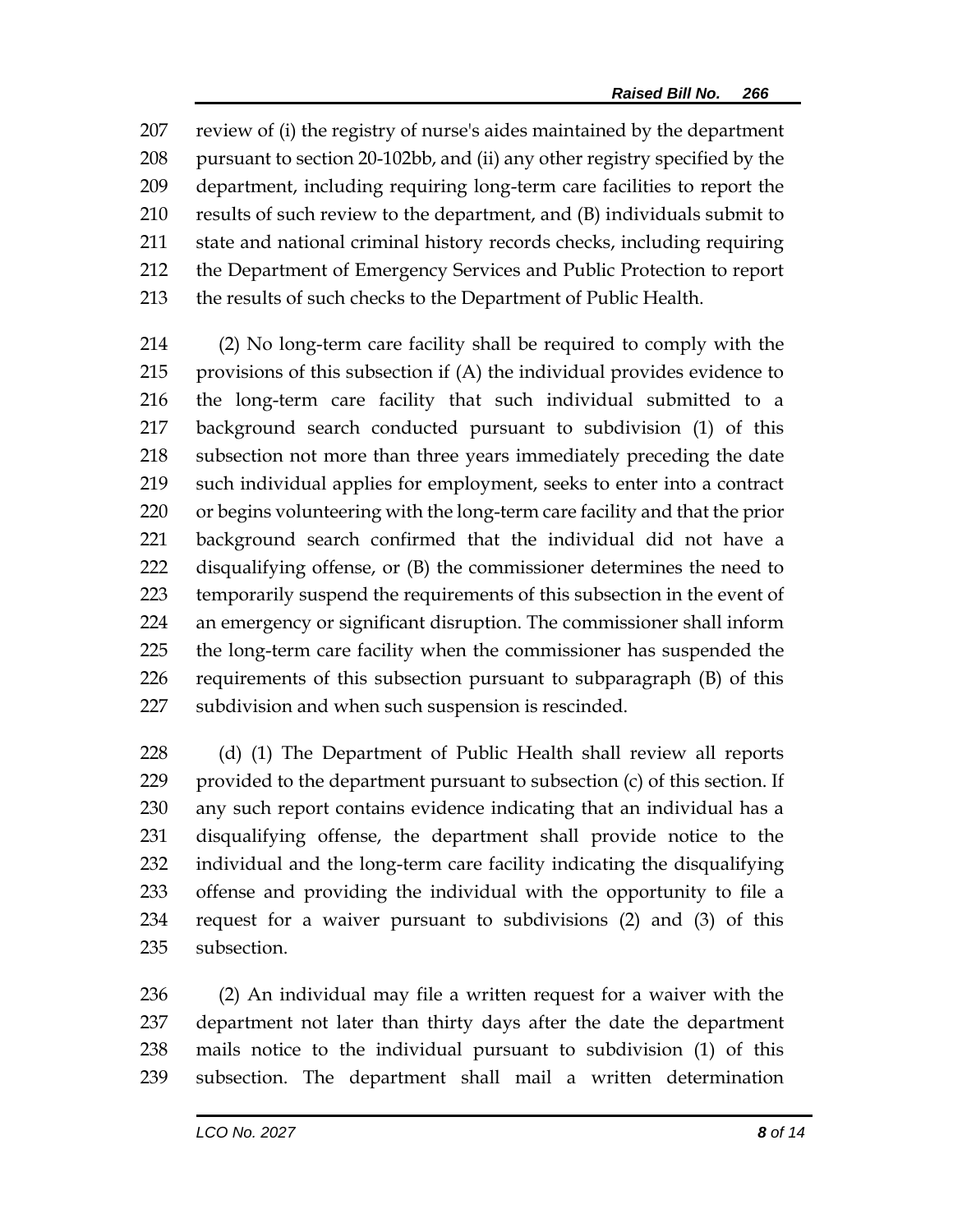review of (i) the registry of nurse's aides maintained by the department pursuant to section 20-102bb, and (ii) any other registry specified by the department, including requiring long-term care facilities to report the results of such review to the department, and (B) individuals submit to state and national criminal history records checks, including requiring the Department of Emergency Services and Public Protection to report the results of such checks to the Department of Public Health.

(2) No long-term care facility shall be required to comply with the provisions of this subsection if (A) the individual provides evidence to the long-term care facility that such individual submitted to a background search conducted pursuant to subdivision (1) of this subsection not more than three years immediately preceding the date such individual applies for employment, seeks to enter into a contract or begins volunteering with the long-term care facility and that the prior background search confirmed that the individual did not have a disqualifying offense, or (B) the commissioner determines the need to temporarily suspend the requirements of this subsection in the event of an emergency or significant disruption. The commissioner shall inform the long-term care facility when the commissioner has suspended the requirements of this subsection pursuant to subparagraph (B) of this subdivision and when such suspension is rescinded.

(d) (1) The Department of Public Health shall review all reports provided to the department pursuant to subsection (c) of this section. If any such report contains evidence indicating that an individual has a disqualifying offense, the department shall provide notice to the individual and the long-term care facility indicating the disqualifying offense and providing the individual with the opportunity to file a request for a waiver pursuant to subdivisions (2) and (3) of this subsection.

(2) An individual may file a written request for a waiver with the department not later than thirty days after the date the department mails notice to the individual pursuant to subdivision (1) of this subsection. The department shall mail a written determination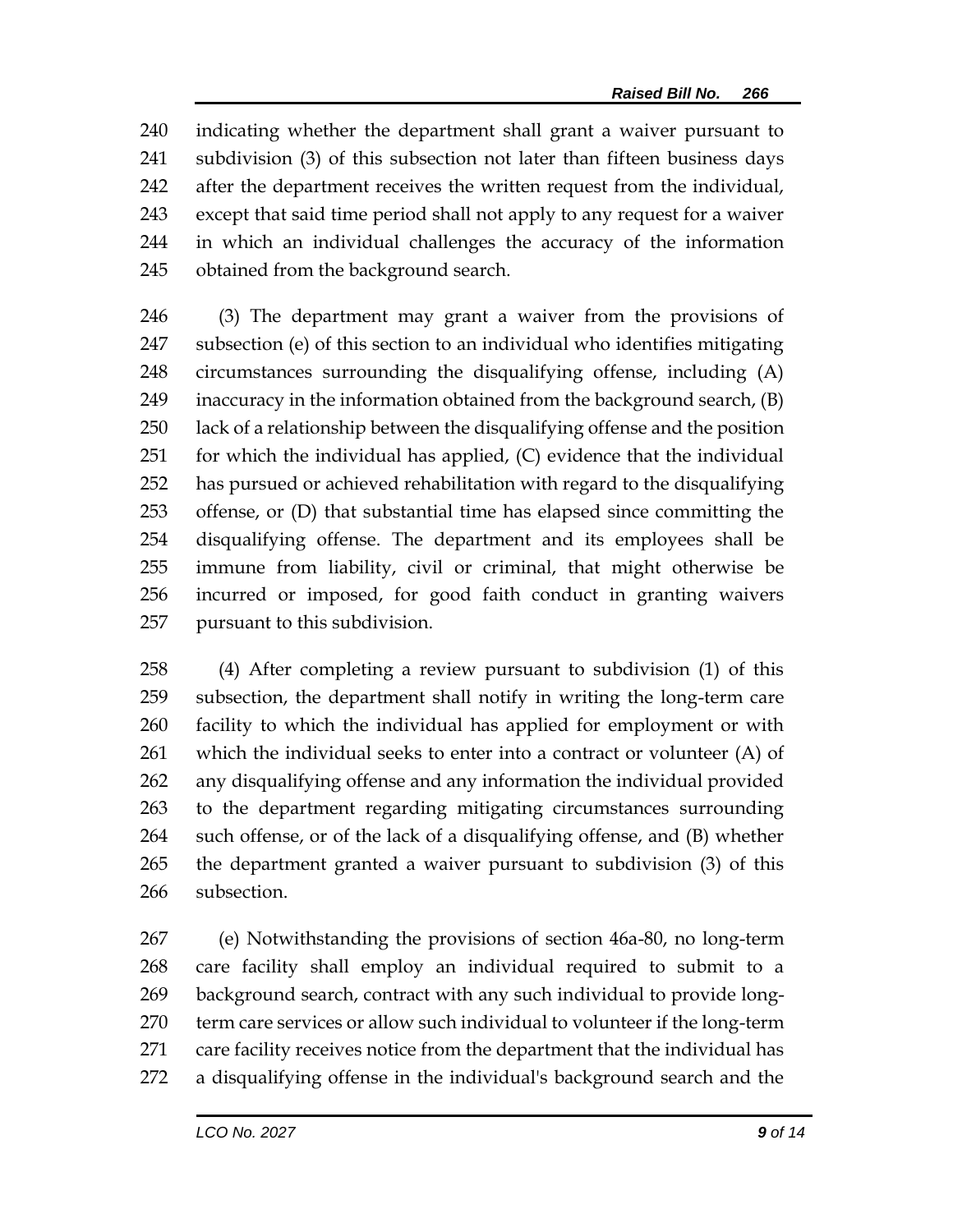indicating whether the department shall grant a waiver pursuant to subdivision (3) of this subsection not later than fifteen business days after the department receives the written request from the individual, except that said time period shall not apply to any request for a waiver in which an individual challenges the accuracy of the information obtained from the background search.

(3) The department may grant a waiver from the provisions of subsection (e) of this section to an individual who identifies mitigating circumstances surrounding the disqualifying offense, including (A) inaccuracy in the information obtained from the background search, (B) lack of a relationship between the disqualifying offense and the position for which the individual has applied, (C) evidence that the individual has pursued or achieved rehabilitation with regard to the disqualifying offense, or (D) that substantial time has elapsed since committing the disqualifying offense. The department and its employees shall be immune from liability, civil or criminal, that might otherwise be incurred or imposed, for good faith conduct in granting waivers pursuant to this subdivision.

(4) After completing a review pursuant to subdivision (1) of this subsection, the department shall notify in writing the long-term care facility to which the individual has applied for employment or with which the individual seeks to enter into a contract or volunteer (A) of any disqualifying offense and any information the individual provided to the department regarding mitigating circumstances surrounding such offense, or of the lack of a disqualifying offense, and (B) whether the department granted a waiver pursuant to subdivision (3) of this subsection.

(e) Notwithstanding the provisions of section 46a-80, no long-term care facility shall employ an individual required to submit to a background search, contract with any such individual to provide long-term care services or allow such individual to volunteer if the long-term care facility receives notice from the department that the individual has a disqualifying offense in the individual's background search and the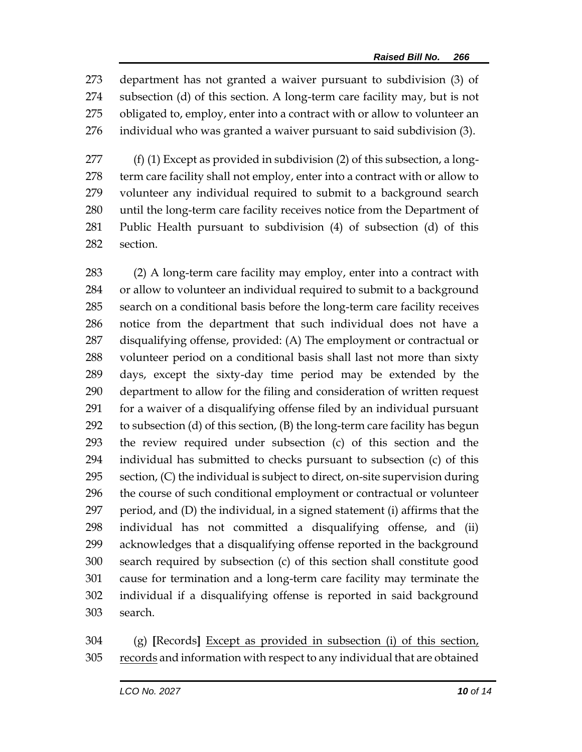department has not granted a waiver pursuant to subdivision (3) of subsection (d) of this section. A long-term care facility may, but is not obligated to, employ, enter into a contract with or allow to volunteer an individual who was granted a waiver pursuant to said subdivision (3).

(f) (1) Except as provided in subdivision (2) of this subsection, a long-term care facility shall not employ, enter into a contract with or allow to volunteer any individual required to submit to a background search until the long-term care facility receives notice from the Department of Public Health pursuant to subdivision (4) of subsection (d) of this section.

(2) A long-term care facility may employ, enter into a contract with or allow to volunteer an individual required to submit to a background search on a conditional basis before the long-term care facility receives notice from the department that such individual does not have a disqualifying offense, provided: (A) The employment or contractual or volunteer period on a conditional basis shall last not more than sixty days, except the sixty-day time period may be extended by the department to allow for the filing and consideration of written request for a waiver of a disqualifying offense filed by an individual pursuant to subsection (d) of this section, (B) the long-term care facility has begun the review required under subsection (c) of this section and the individual has submitted to checks pursuant to subsection (c) of this section, (C) the individual is subject to direct, on-site supervision during the course of such conditional employment or contractual or volunteer period, and (D) the individual, in a signed statement (i) affirms that the individual has not committed a disqualifying offense, and (ii) acknowledges that a disqualifying offense reported in the background search required by subsection (c) of this section shall constitute good cause for termination and a long-term care facility may terminate the individual if a disqualifying offense is reported in said background search.

(g) **[**Records**]** <u>Except as provided in subsection (i) of this section, records</u> and information with respect to any individual that are obtained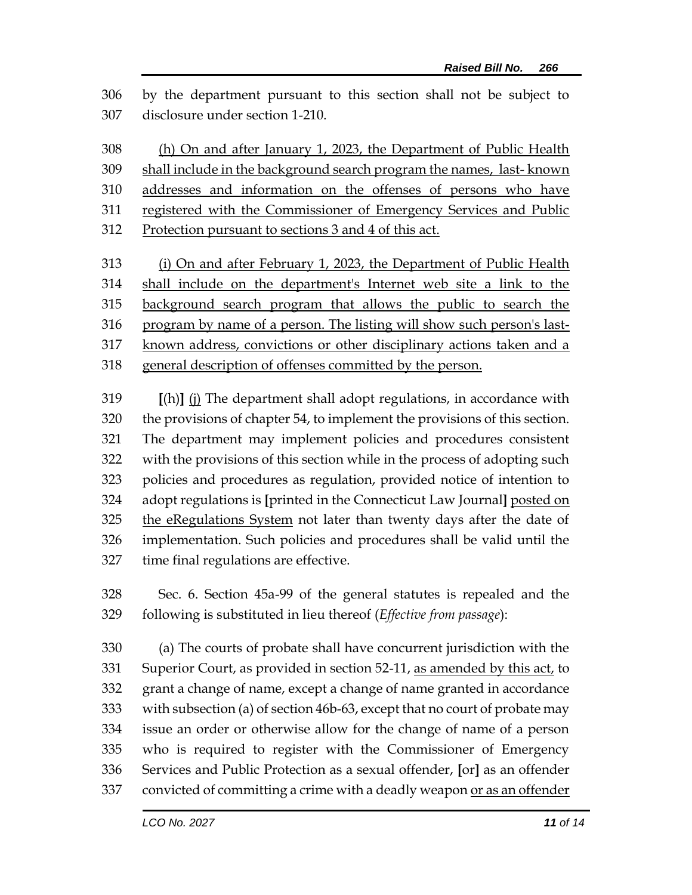306 by the department pursuant to this section shall not be subject to
307 disclosure under section 1-210.

308 (h) On and after January 1, 2023, the Department of Public Health
309 shall include in the background search program the names, last- known
310 addresses and information on the offenses of persons who have
311 registered with the Commissioner of Emergency Services and Public
312 Protection pursuant to sections 3 and 4 of this act.

313 (i) On and after February 1, 2023, the Department of Public Health
314 shall include on the department's Internet web site a link to the
315 background search program that allows the public to search the
316 program by name of a person. The listing will show such person's last-
317 known address, convictions or other disciplinary actions taken and a
318 general description of offenses committed by the person.

319 [(h)] (j) The department shall adopt regulations, in accordance with
320 the provisions of chapter 54, to implement the provisions of this section.
321 The department may implement policies and procedures consistent
322 with the provisions of this section while in the process of adopting such
323 policies and procedures as regulation, provided notice of intention to
324 adopt regulations is [printed in the Connecticut Law Journal] posted on
325 the eRegulations System not later than twenty days after the date of
326 implementation. Such policies and procedures shall be valid until the
327 time final regulations are effective.

328 Sec. 6. Section 45a-99 of the general statutes is repealed and the
329 following is substituted in lieu thereof (*Effective from passage*):

330 (a) The courts of probate shall have concurrent jurisdiction with the
331 Superior Court, as provided in section 52-11, as amended by this act, to
332 grant a change of name, except a change of name granted in accordance
333 with subsection (a) of section 46b-63, except that no court of probate may
334 issue an order or otherwise allow for the change of name of a person
335 who is required to register with the Commissioner of Emergency
336 Services and Public Protection as a sexual offender, [or] as an offender
337 convicted of committing a crime with a deadly weapon or as an offender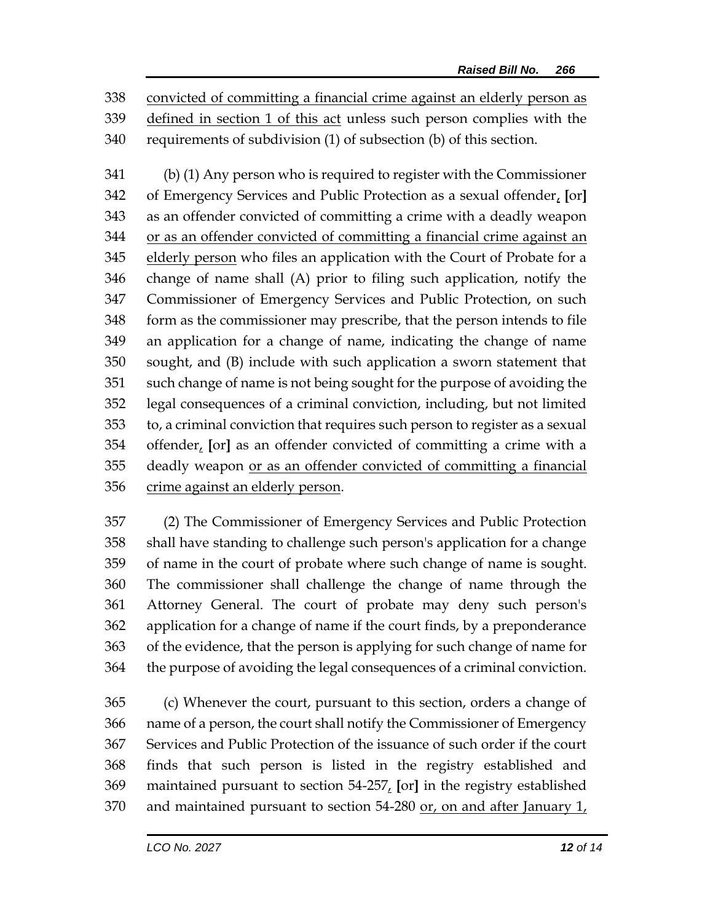convicted of committing a financial crime against an elderly person as defined in section 1 of this act unless such person complies with the requirements of subdivision (1) of subsection (b) of this section.

(b) (1) Any person who is required to register with the Commissioner of Emergency Services and Public Protection as a sexual offender, [or] as an offender convicted of committing a crime with a deadly weapon or as an offender convicted of committing a financial crime against an elderly person who files an application with the Court of Probate for a change of name shall (A) prior to filing such application, notify the Commissioner of Emergency Services and Public Protection, on such form as the commissioner may prescribe, that the person intends to file an application for a change of name, indicating the change of name sought, and (B) include with such application a sworn statement that such change of name is not being sought for the purpose of avoiding the legal consequences of a criminal conviction, including, but not limited to, a criminal conviction that requires such person to register as a sexual offender, [or] as an offender convicted of committing a crime with a deadly weapon or as an offender convicted of committing a financial crime against an elderly person.

(2) The Commissioner of Emergency Services and Public Protection shall have standing to challenge such person's application for a change of name in the court of probate where such change of name is sought. The commissioner shall challenge the change of name through the Attorney General. The court of probate may deny such person's application for a change of name if the court finds, by a preponderance of the evidence, that the person is applying for such change of name for the purpose of avoiding the legal consequences of a criminal conviction.

(c) Whenever the court, pursuant to this section, orders a change of name of a person, the court shall notify the Commissioner of Emergency Services and Public Protection of the issuance of such order if the court finds that such person is listed in the registry established and maintained pursuant to section 54-257, [or] in the registry established and maintained pursuant to section 54-280 or, on and after January 1,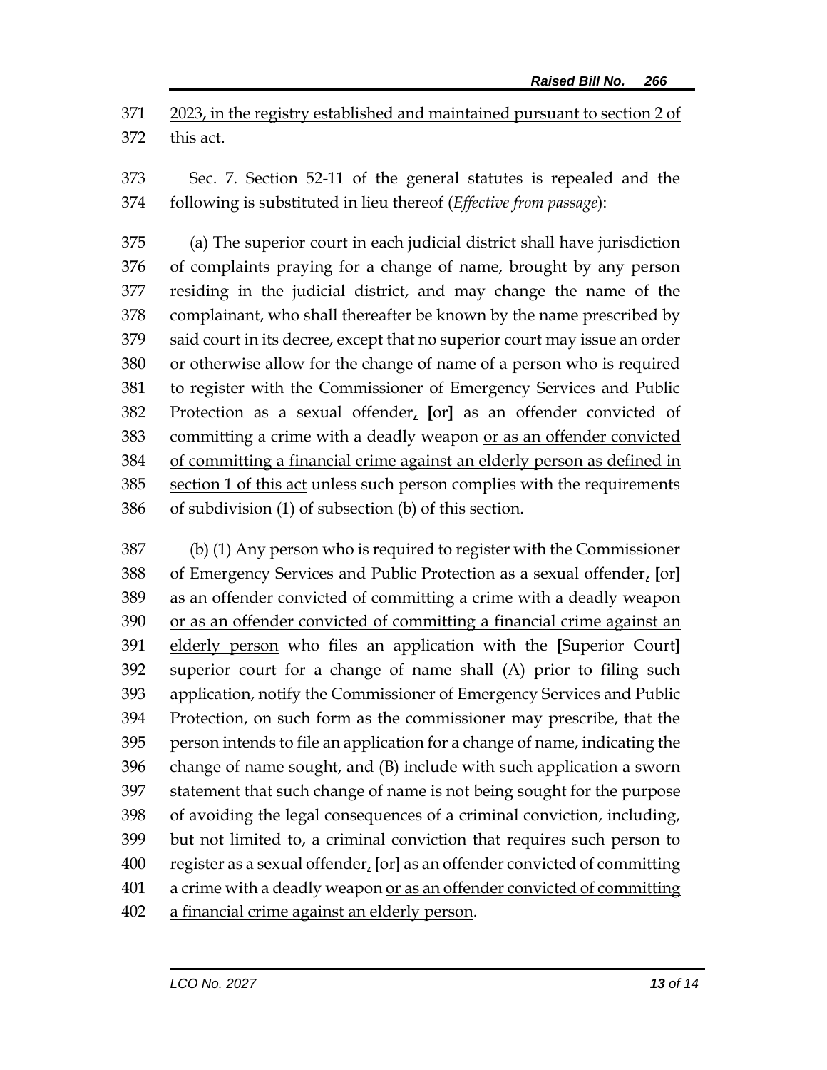371 2023, in the registry established and maintained pursuant to section 2 of
372 this act.

373 Sec. 7. Section 52-11 of the general statutes is repealed and the
374 following is substituted in lieu thereof (*Effective from passage*):

375 (a) The superior court in each judicial district shall have jurisdiction
376 of complaints praying for a change of name, brought by any person
377 residing in the judicial district, and may change the name of the
378 complainant, who shall thereafter be known by the name prescribed by
379 said court in its decree, except that no superior court may issue an order
380 or otherwise allow for the change of name of a person who is required
381 to register with the Commissioner of Emergency Services and Public
382 Protection as a sexual offender, **[**or**]** as an offender convicted of
383 committing a crime with a deadly weapon or as an offender convicted
384 of committing a financial crime against an elderly person as defined in
385 section 1 of this act unless such person complies with the requirements
386 of subdivision (1) of subsection (b) of this section.

387 (b) (1) Any person who is required to register with the Commissioner
388 of Emergency Services and Public Protection as a sexual offender, **[**or**]**
389 as an offender convicted of committing a crime with a deadly weapon
390 or as an offender convicted of committing a financial crime against an
391 elderly person who files an application with the **[**Superior Court**]**
392 superior court for a change of name shall (A) prior to filing such
393 application, notify the Commissioner of Emergency Services and Public
394 Protection, on such form as the commissioner may prescribe, that the
395 person intends to file an application for a change of name, indicating the
396 change of name sought, and (B) include with such application a sworn
397 statement that such change of name is not being sought for the purpose
398 of avoiding the legal consequences of a criminal conviction, including,
399 but not limited to, a criminal conviction that requires such person to
400 register as a sexual offender, **[**or**]** as an offender convicted of committing
401 a crime with a deadly weapon or as an offender convicted of committing
402 a financial crime against an elderly person.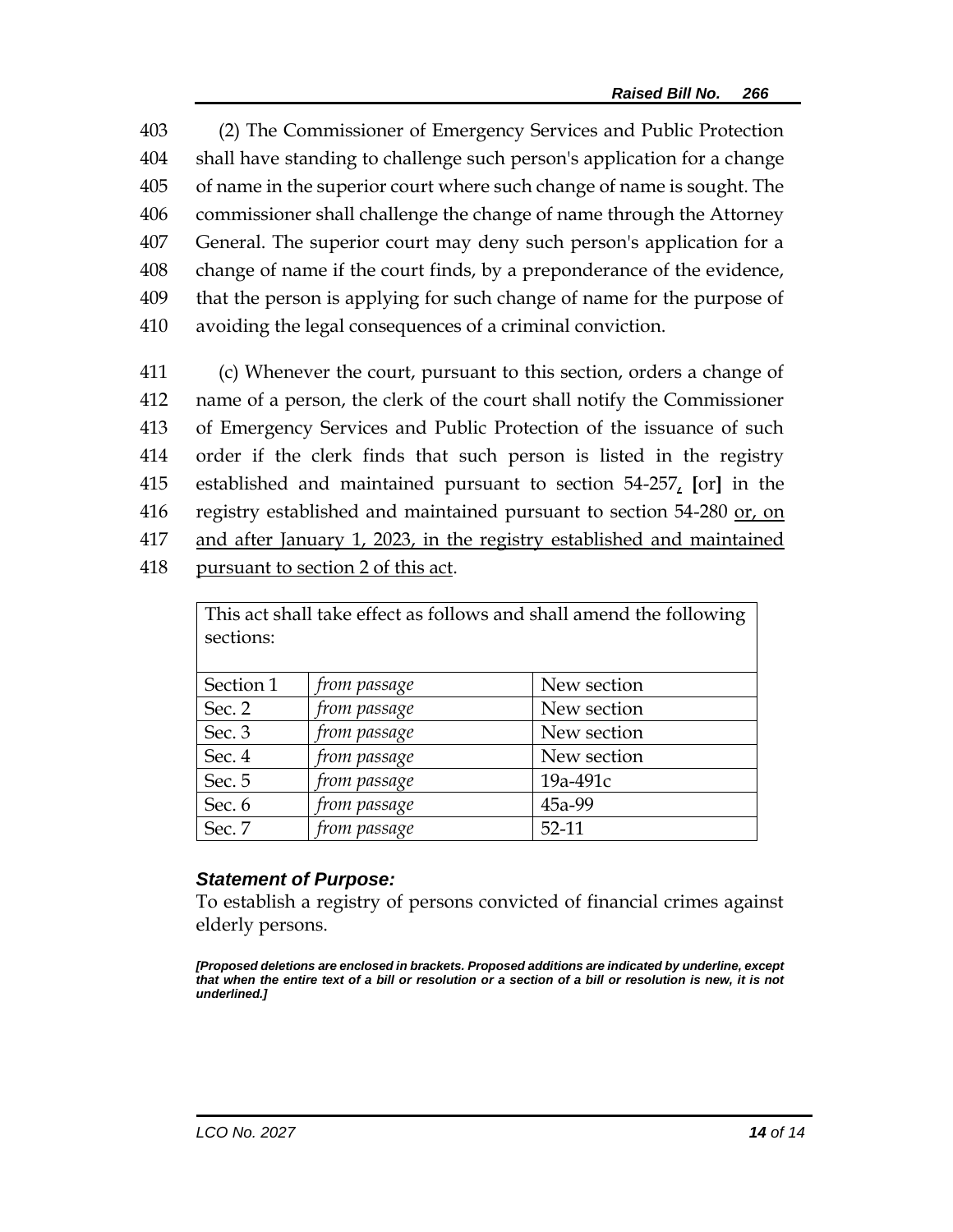403 (2) The Commissioner of Emergency Services and Public Protection
404 shall have standing to challenge such person's application for a change
405 of name in the superior court where such change of name is sought. The
406 commissioner shall challenge the change of name through the Attorney
407 General. The superior court may deny such person's application for a
408 change of name if the court finds, by a preponderance of the evidence,
409 that the person is applying for such change of name for the purpose of
410 avoiding the legal consequences of a criminal conviction.

411 (c) Whenever the court, pursuant to this section, orders a change of
412 name of a person, the clerk of the court shall notify the Commissioner
413 of Emergency Services and Public Protection of the issuance of such
414 order if the clerk finds that such person is listed in the registry
415 established and maintained pursuant to section 54-257, [or] in the
416 registry established and maintained pursuant to section 54-280 <u>or, on</u>
417 <u>and after January 1, 2023, in the registry established and maintained</u>
418 <u>pursuant to section 2 of this act</u>.

| This act shall take effect as follows and shall amend the following sections: | | |
|---|---|---|
| Section 1 | *from passage* | New section |
| Sec. 2 | *from passage* | New section |
| Sec. 3 | *from passage* | New section |
| Sec. 4 | *from passage* | New section |
| Sec. 5 | *from passage* | 19a-491c |
| Sec. 6 | *from passage* | 45a-99 |
| Sec. 7 | *from passage* | 52-11 |

***Statement of Purpose:***

To establish a registry of persons convicted of financial crimes against elderly persons.

***[Proposed deletions are enclosed in brackets. Proposed additions are indicated by underline, except that when the entire text of a bill or resolution or a section of a bill or resolution is new, it is not underlined.]***